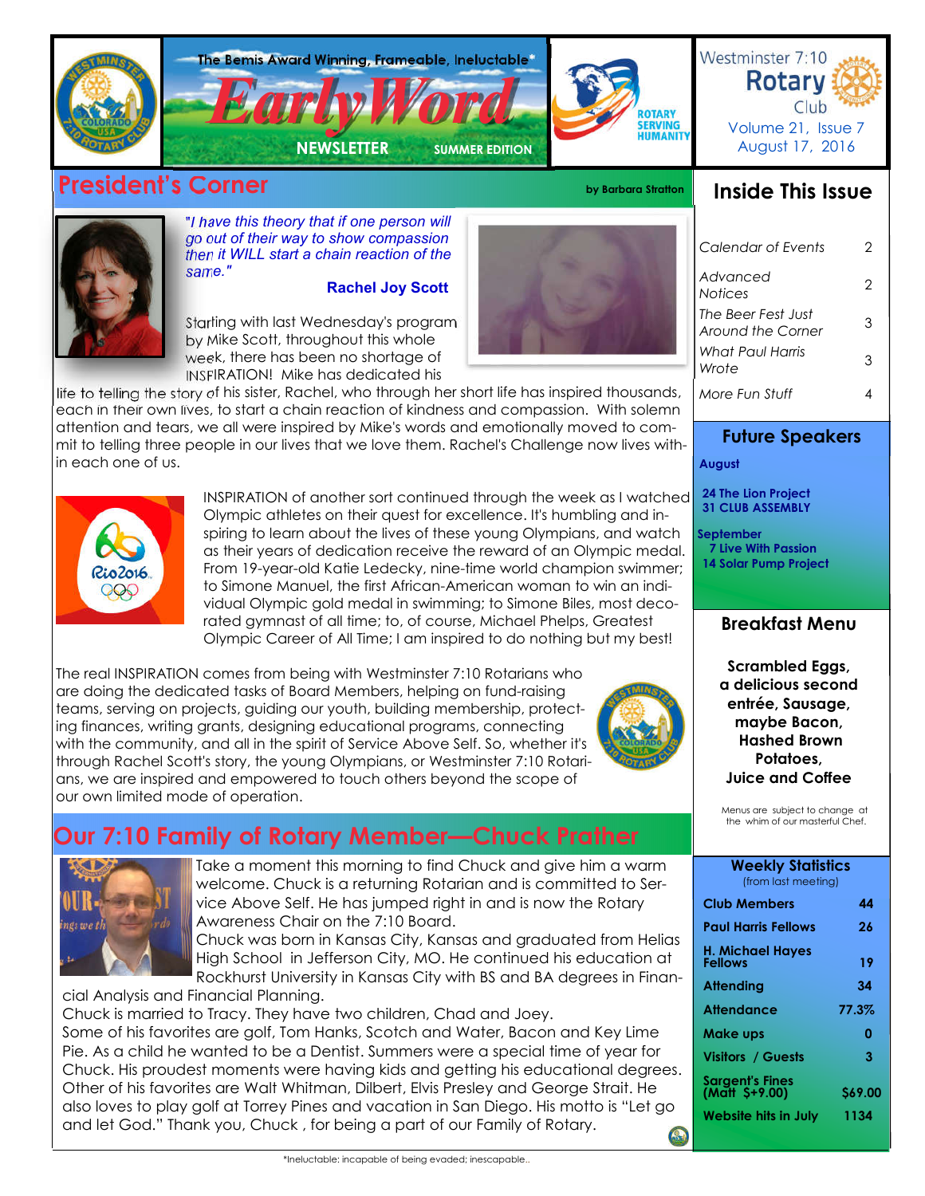The Bemis Award Winning, Frameable, Ineluctable*

# Early Word

NEWSLETTER SUMMER EDITION

ROTARY SERVING HUMANITY

Westminster 7:10 Rotary Club
Volume 21, Issue 7
August 17, 2016

## President's Corner

by Barbara Stratton

*"I have this theory that if one person will go out of their way to show compassion then it WILL start a chain reaction of the same."*

**Rachel Joy Scott**

Starting with last Wednesday's program by Mike Scott, throughout this whole week, there has been no shortage of INSPIRATION! Mike has dedicated his life to telling the story of his sister, Rachel, who through her short life has inspired thousands, each in their own lives, to start a chain reaction of kindness and compassion. With solemn attention and tears, we all were inspired by Mike's words and emotionally moved to commit to telling three people in our lives that we love them. Rachel's Challenge now lives within each one of us.

INSPIRATION of another sort continued through the week as I watched Olympic athletes on their quest for excellence. It's humbling and inspiring to learn about the lives of these young Olympians, and watch as their years of dedication receive the reward of an Olympic medal. From 19-year-old Katie Ledecky, nine-time world champion swimmer; to Simone Manuel, the first African-American woman to win an individual Olympic gold medal in swimming; to Simone Biles, most decorated gymnast of all time; to, of course, Michael Phelps, Greatest Olympic Career of All Time; I am inspired to do nothing but my best!

The real INSPIRATION comes from being with Westminster 7:10 Rotarians who are doing the dedicated tasks of Board Members, helping on fund-raising teams, serving on projects, guiding our youth, building membership, protecting finances, writing grants, designing educational programs, connecting with the community, and all in the spirit of Service Above Self. So, whether it's through Rachel Scott's story, the young Olympians, or Westminster 7:10 Rotarians, we are inspired and empowered to touch others beyond the scope of our own limited mode of operation.

## Our 7:10 Family of Rotary Member—Chuck Prather

Take a moment this morning to find Chuck and give him a warm welcome. Chuck is a returning Rotarian and is committed to Service Above Self. He has jumped right in and is now the Rotary Awareness Chair on the 7:10 Board.

Chuck was born in Kansas City, Kansas and graduated from Helias High School in Jefferson City, MO. He continued his education at Rockhurst University in Kansas City with BS and BA degrees in Financial Analysis and Financial Planning.

Chuck is married to Tracy. They have two children, Chad and Joey.

Some of his favorites are golf, Tom Hanks, Scotch and Water, Bacon and Key Lime Pie. As a child he wanted to be a Dentist. Summers were a special time of year for Chuck. His proudest moments were having kids and getting his educational degrees. Other of his favorites are Walt Whitman, Dilbert, Elvis Presley and George Strait. He also loves to play golf at Torrey Pines and vacation in San Diego. His motto is "Let go and let God." Thank you, Chuck , for being a part of our Family of Rotary.

## Inside This Issue

| | |
|---|---|
| *Calendar of Events* | 2 |
| *Advanced Notices* | 2 |
| *The Beer Fest Just Around the Corner* | 3 |
| *What Paul Harris Wrote* | 3 |
| *More Fun Stuff* | 4 |

## Future Speakers

**August**

**24 The Lion Project**
**31 CLUB ASSEMBLY**

**September**

**7 Live With Passion**
**14 Solar Pump Project**

## Breakfast Menu

**Scrambled Eggs, a delicious second entrée, Sausage, maybe Bacon, Hashed Brown Potatoes, Juice and Coffee**

Menus are subject to change at the whim of our masterful Chef.

## Weekly Statistics

(from last meeting)

| | |
|---|---|
| **Club Members** | **44** |
| **Paul Harris Fellows** | **26** |
| **H. Michael Hayes Fellows** | **19** |
| **Attending** | **34** |
| **Attendance** | **77.3%** |
| **Make ups** | **0** |
| **Visitors / Guests** | **3** |
| **Sargent's Fines (Matt $+9.00)** | **$69.00** |
| **Website hits in July** | **1134** |

*Ineluctable: incapable of being evaded; inescapable..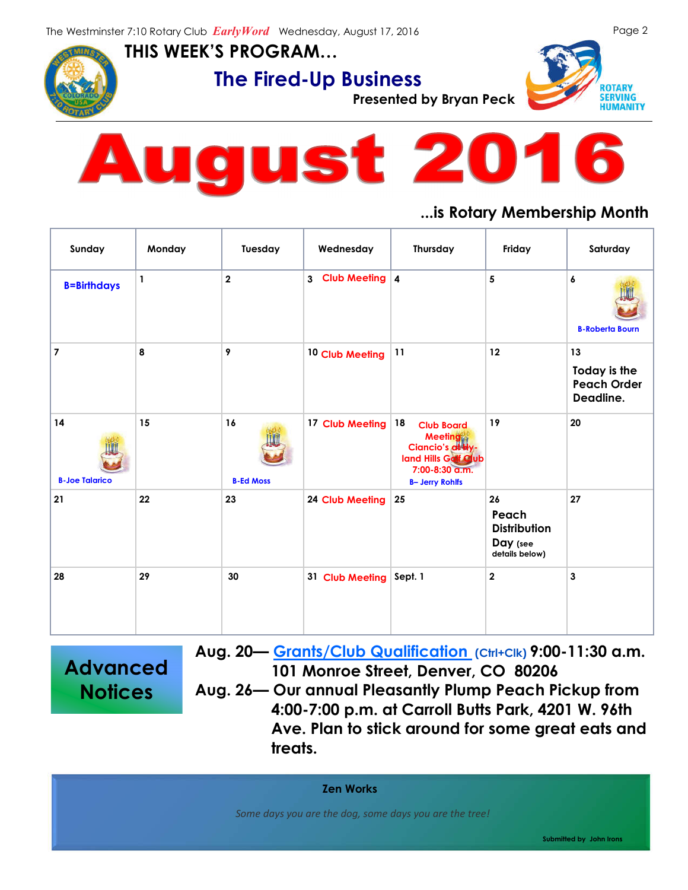# THIS WEEK'S PROGRAM…

## The Fired-Up Business

**Presented by Bryan Peck**

ROTARY SERVING HUMANITY

# August 2016

**…is Rotary Membership Month**

| Sunday | Monday | Tuesday | Wednesday | Thursday | Friday | Saturday |
|---|---|---|---|---|---|---|
| B=Birthdays | 1 | 2 | 3 Club Meeting | 4 | 5 | 6 B-Roberta Bourn |
| 7 | 8 | 9 | 10 Club Meeting | 11 | 12 | 13 Today is the Peach Order Deadline. |
| 14 B-Joe Talarico | 15 | 16 B-Ed Moss | 17 Club Meeting | 18 Club Board Meeting Ciancio's at Hyland Hills Golf Club 7:00-8:30 a.m. B– Jerry Rohlfs | 19 | 20 |
| 21 | 22 | 23 | 24 Club Meeting | 25 | 26 Peach Distribution Day (see details below) | 27 |
| 28 | 29 | 30 | 31 Club Meeting | Sept. 1 | 2 | 3 |

## Advanced Notices

**Aug. 20— Grants/Club Qualification (Ctrl+Clk) 9:00-11:30 a.m. 101 Monroe Street, Denver, CO 80206**

**Aug. 26— Our annual Pleasantly Plump Peach Pickup from 4:00-7:00 p.m. at Carroll Butts Park, 4201 W. 96th Ave. Plan to stick around for some great eats and treats.**

**Zen Works**

*Some days you are the dog, some days you are the tree!*

Submitted by John Irons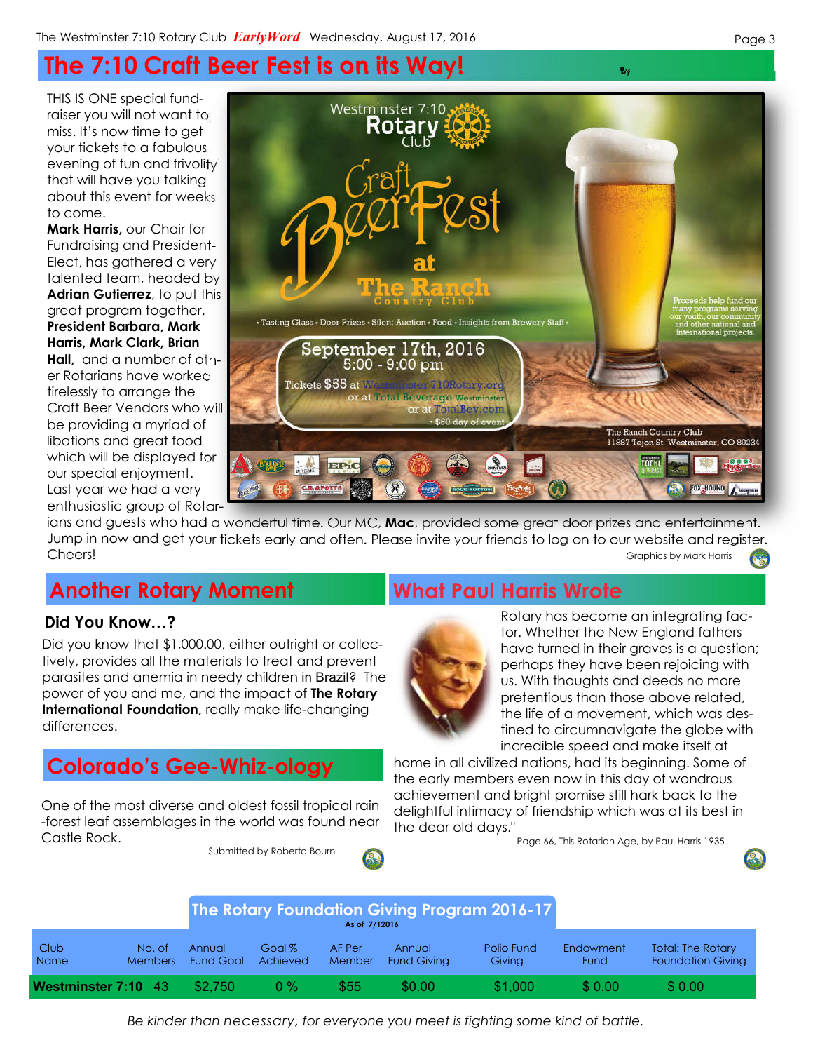## The 7:10 Craft Beer Fest is on its Way!

THIS IS ONE special fund-raiser you will not want to miss. It's now time to get your tickets to a fabulous evening of fun and frivolity that will have you talking about this event for weeks to come.

**Mark Harris,** our Chair for Fundraising and President-Elect, has gathered a very talented team, headed by **Adrian Gutierrez**, to put this great program together. **President Barbara, Mark Harris, Mark Clark, Brian Hall,** and a number of other Rotarians have worked tirelessly to arrange the Craft Beer Vendors who will be providing a myriad of libations and great food which will be displayed for our special enjoyment. Last year we had a very enthusiastic group of Rotarians and guests who had a wonderful time. Our MC, **Mac**, provided some great door prizes and entertainment. Jump in now and get your tickets early and often. Please invite your friends to log on to our website and register. Cheers!

Westminster 7:10 Rotary Club

Craft Beer Fest at The Ranch Country Club

• Tasting Glass • Door Prizes • Silent Auction • Food • Insights from Brewery Staff •

September 17th, 2016
5:00 - 9:00 pm

Tickets $55 at Westminster710Rotary.org or at Total Beverage Westminster or at TotalBev.com • $60 day of event

Proceeds help fund our many programs serving our youth, our community and other national and international projects.

The Ranch Country Club
11887 Tejon St. Westminster, CO 80234

Graphics by Mark Harris

## Another Rotary Moment

### Did You Know…?

Did you know that $1,000.00, either outright or collectively, provides all the materials to treat and prevent parasites and anemia in needy children in Brazil? The power of you and me, and the impact of **The Rotary International Foundation,** really make life-changing differences.

## Colorado's Gee-Whiz-ology

One of the most diverse and oldest fossil tropical rain-forest leaf assemblages in the world was found near Castle Rock.

Submitted by Roberta Bourn

## What Paul Harris Wrote

Rotary has become an integrating factor. Whether the New England fathers have turned in their graves is a question; perhaps they have been rejoicing with us. With thoughts and deeds no more pretentious than those above related, the life of a movement, which was destined to circumnavigate the globe with incredible speed and make itself at home in all civilized nations, had its beginning. Some of the early members even now in this day of wondrous achievement and bright promise still hark back to the delightful intimacy of friendship which was at its best in the dear old days."

Page 66, This Rotarian Age, by Paul Harris 1935

## The Rotary Foundation Giving Program 2016-17

As of 7/1/2016

| Club Name | No. of Members | Annual Fund Goal | Goal % Achieved | AF Per Member | Annual Fund Giving | Polio Fund Giving | Endowment Fund | Total: The Rotary Foundation Giving |
|---|---|---|---|---|---|---|---|---|
| **Westminster 7:10** | 43 | $2,750 | 0 % | $55 | $0.00 | $1,000 | $ 0.00 | $ 0.00 |

*Be kinder than necessary, for everyone you meet is fighting some kind of battle.*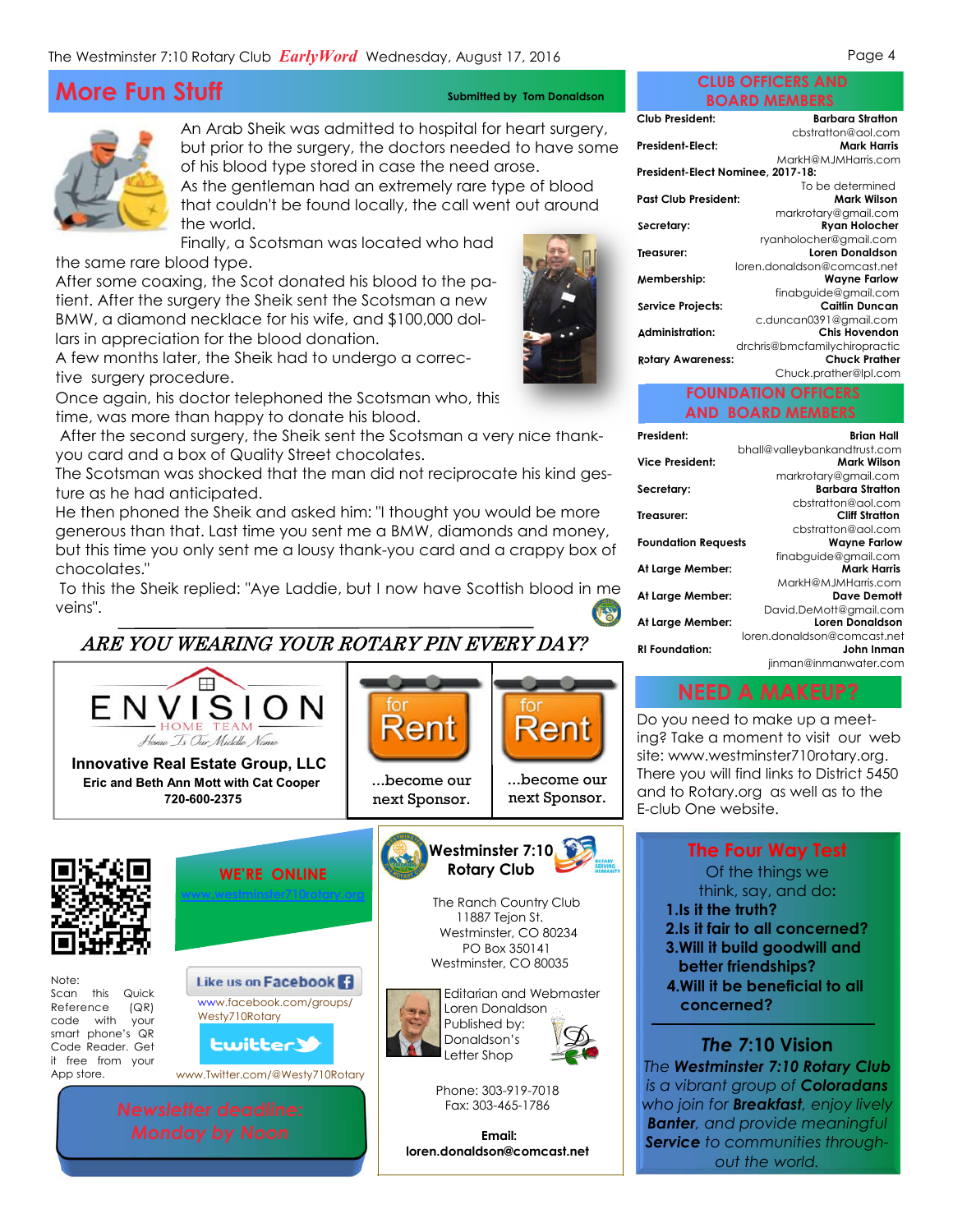## More Fun Stuff

**Submitted by Tom Donaldson**

An Arab Sheik was admitted to hospital for heart surgery, but prior to the surgery, the doctors needed to have some of his blood type stored in case the need arose.

As the gentleman had an extremely rare type of blood that couldn't be found locally, the call went out around the world.

Finally, a Scotsman was located who had the same rare blood type.

After some coaxing, the Scot donated his blood to the patient. After the surgery the Sheik sent the Scotsman a new BMW, a diamond necklace for his wife, and $100,000 dollars in appreciation for the blood donation.

A few months later, the Sheik had to undergo a corrective surgery procedure.

Once again, his doctor telephoned the Scotsman who, this time, was more than happy to donate his blood.

After the second surgery, the Sheik sent the Scotsman a very nice thank-you card and a box of Quality Street chocolates.

The Scotsman was shocked that the man did not reciprocate his kind gesture as he had anticipated.

He then phoned the Sheik and asked him: "I thought you would be more generous than that. Last time you sent me a BMW, diamonds and money, but this time you only sent me a lousy thank-you card and a crappy box of chocolates."

To this the Sheik replied: "Aye Laddie, but I now have Scottish blood in me veins".

### *ARE YOU WEARING YOUR ROTARY PIN EVERY DAY?*

ENVISION HOME TEAM
*Home Is Our Middle Name*

**Innovative Real Estate Group, LLC**
**Eric and Beth Ann Mott with Cat Cooper**
**720-600-2375**

for Rent ...become our next Sponsor.

for Rent ...become our next Sponsor.

## CLUB OFFICERS AND BOARD MEMBERS

| | | |
|---|---|---|
| **Club President:** | **Barbara Stratton** | cbstratton@aol.com |
| **President-Elect:** | **Mark Harris** | MarkH@MJMHarris.com |
| **President-Elect Nominee, 2017-18:** | To be determined | |
| **Past Club President:** | **Mark Wilson** | markrotary@gmail.com |
| **Secretary:** | **Ryan Holocher** | ryanholocher@gmail.com |
| **Treasurer:** | **Loren Donaldson** | loren.donaldson@comcast.net |
| **Membership:** | **Wayne Farlow** | finabguide@gmail.com |
| **Service Projects:** | **Caitlin Duncan** | c.duncan0391@gmail.com |
| **Administration:** | **Chis Hovendon** | drchris@bmcfamilychiropractic |
| **Rotary Awareness:** | **Chuck Prather** | Chuck.prather@lpl.com |

## FOUNDATION OFFICERS AND BOARD MEMBERS

| | | |
|---|---|---|
| **President:** | **Brian Hall** | bhall@valleybankandtrust.com |
| **Vice President:** | **Mark Wilson** | markrotary@gmail.com |
| **Secretary:** | **Barbara Stratton** | cbstratton@aol.com |
| **Treasurer:** | **Cliff Stratton** | cbstratton@aol.com |
| **Foundation Requests** | **Wayne Farlow** | finabguide@gmail.com |
| **At Large Member:** | **Mark Harris** | MarkH@MJMHarris.com |
| **At Large Member:** | **Dave Demott** | David.DeMott@gmail.com |
| **At Large Member:** | **Loren Donaldson** | loren.donaldson@comcast.net |
| **RI Foundation:** | **John Inman** | jinman@inmanwater.com |

## NEED A MAKEUP?

Do you need to make up a meeting? Take a moment to visit our web site: www.westminster710rotary.org. There you will find links to District 5450 and to Rotary.org as well as to the E-club One website.

Note: Scan this Quick Reference (QR) code with your smart phone's QR Code Reader. Get it free from your App store.

**WE'RE ONLINE**
www.westminster710rotary.org

Like us on Facebook
www.facebook.com/groups/Westy710Rotary

twitter
www.Twitter.com/@Westy710Rotary

*Newsletter deadline: Monday by Noon*

**Westminster 7:10 Rotary Club**

The Ranch Country Club
11887 Tejon St.
Westminster, CO 80234
PO Box 350141
Westminster, CO 80035

Editarian and Webmaster
Loren Donaldson
Published by:
Donaldson's
Letter Shop

Phone: 303-919-7018
Fax: 303-465-1786

**Email:**
**loren.donaldson@comcast.net**

## The Four Way Test

Of the things we think, say, and do:

1. **Is it the truth?**
2. **Is it fair to all concerned?**
3. **Will it build goodwill and better friendships?**
4. **Will it be beneficial to all concerned?**

### *The 7:10 Vision*

*The **Westminster 7:10 Rotary Club** is a vibrant group of **Coloradans** who join for **Breakfast**, enjoy lively **Banter**, and provide meaningful **Service** to communities throughout the world.*